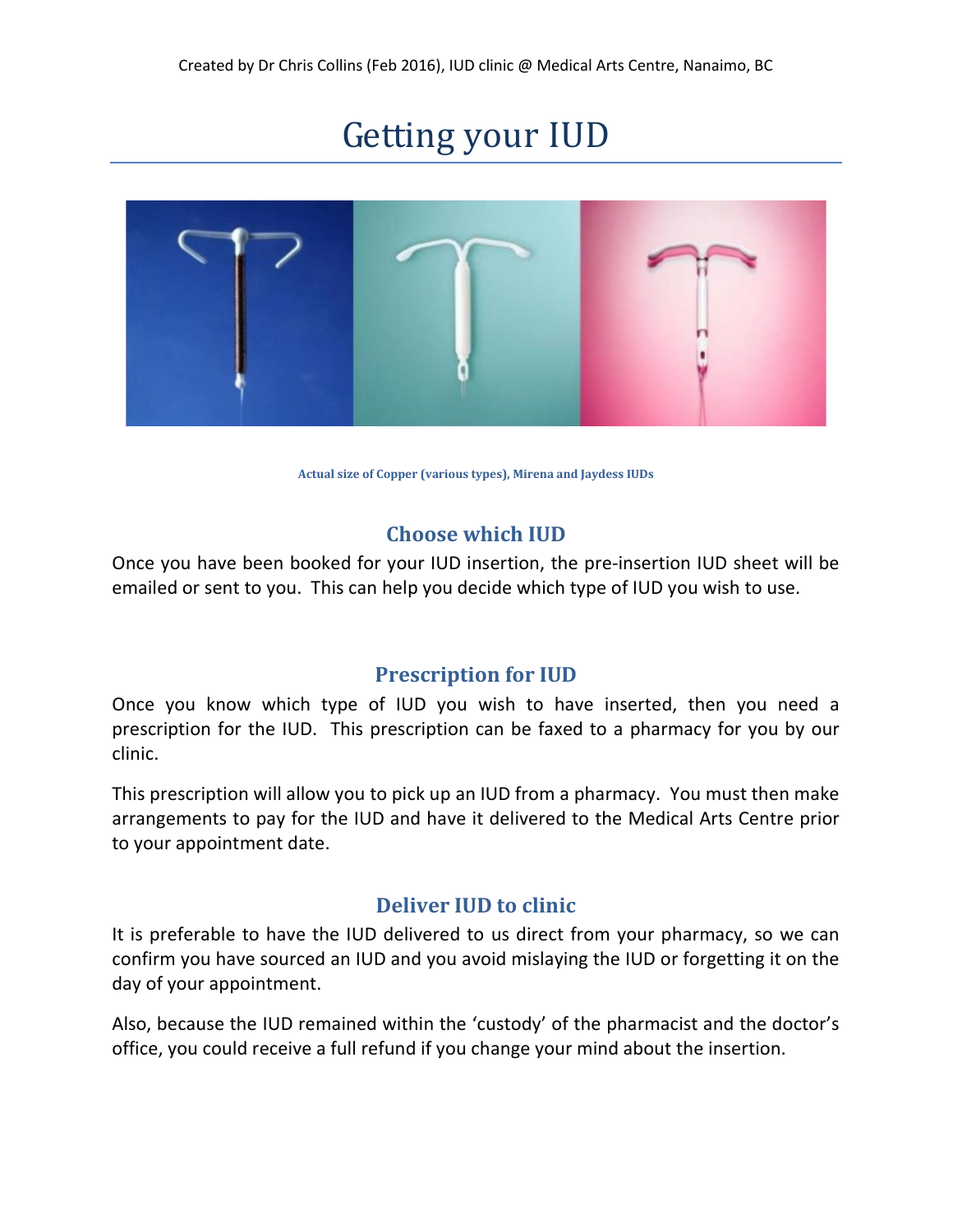Created by Dr Chris Collins (Feb 2016), IUD clinic @ Medical Arts Centre, Nanaimo, BC

# Getting your IUD

**Actual size of Copper (various types), Mirena and Jaydess IUDs**

## Choose which IUD

Once you have been booked for your IUD insertion, the pre-insertion IUD sheet will be emailed or sent to you. This can help you decide which type of IUD you wish to use.

## Prescription for IUD

Once you know which type of IUD you wish to have inserted, then you need a prescription for the IUD. This prescription can be faxed to a pharmacy for you by our clinic.

This prescription will allow you to pick up an IUD from a pharmacy. You must then make arrangements to pay for the IUD and have it delivered to the Medical Arts Centre prior to your appointment date.

## Deliver IUD to clinic

It is preferable to have the IUD delivered to us direct from your pharmacy, so we can confirm you have sourced an IUD and you avoid mislaying the IUD or forgetting it on the day of your appointment.

Also, because the IUD remained within the 'custody' of the pharmacist and the doctor's office, you could receive a full refund if you change your mind about the insertion.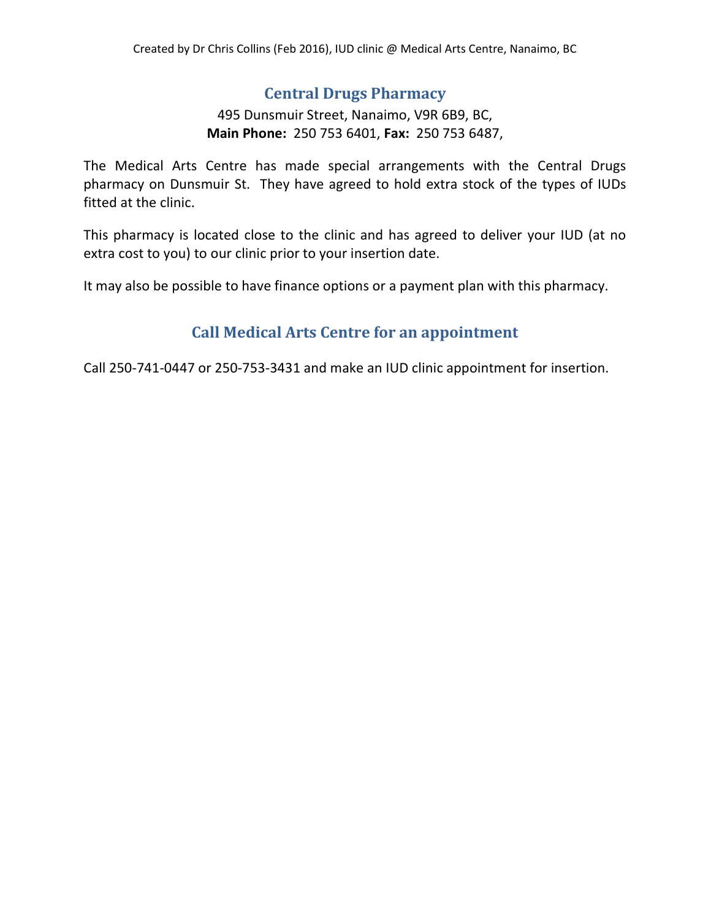## Central Drugs Pharmacy

495 Dunsmuir Street, Nanaimo, V9R 6B9, BC,
**Main Phone:** 250 753 6401, **Fax:** 250 753 6487,

The Medical Arts Centre has made special arrangements with the Central Drugs pharmacy on Dunsmuir St. They have agreed to hold extra stock of the types of IUDs fitted at the clinic.

This pharmacy is located close to the clinic and has agreed to deliver your IUD (at no extra cost to you) to our clinic prior to your insertion date.

It may also be possible to have finance options or a payment plan with this pharmacy.

## Call Medical Arts Centre for an appointment

Call 250-741-0447 or 250-753-3431 and make an IUD clinic appointment for insertion.